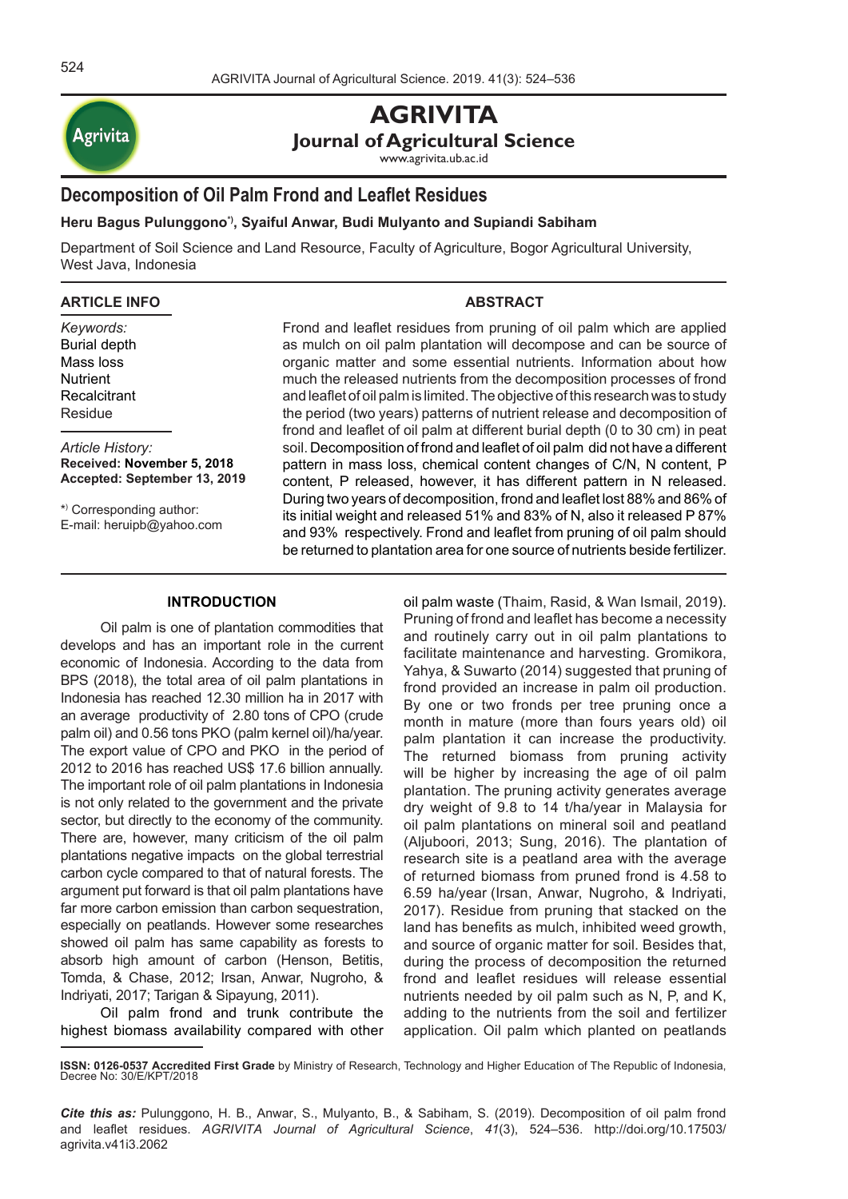# AGRIVITA

**Journal of Agricultural Science**

www.agrivita.ub.ac.id

## Decomposition of Oil Palm Frond and Leaflet Residues

**Heru Bagus Pulunggono[*)], Syaiful Anwar, Budi Mulyanto and Supiandi Sabiham**

Department of Soil Science and Land Resource, Faculty of Agriculture, Bogor Agricultural University, West Java, Indonesia

### ARTICLE INFO

*Keywords:*
Burial depth
Mass loss
Nutrient
Recalcitrant
Residue

*Article History:*
**Received: November 5, 2018**
**Accepted: September 13, 2019**

[*)] Corresponding author:
E-mail: heruipb@yahoo.com

### ABSTRACT

Frond and leaflet residues from pruning of oil palm which are applied as mulch on oil palm plantation will decompose and can be source of organic matter and some essential nutrients. Information about how much the released nutrients from the decomposition processes of frond and leaflet of oil palm is limited. The objective of this research was to study the period (two years) patterns of nutrient release and decomposition of frond and leaflet of oil palm at different burial depth (0 to 30 cm) in peat soil. Decomposition of frond and leaflet of oil palm did not have a different pattern in mass loss, chemical content changes of C/N, N content, P content, P released, however, it has different pattern in N released. During two years of decomposition, frond and leaflet lost 88% and 86% of its initial weight and released 51% and 83% of N, also it released P 87% and 93% respectively. Frond and leaflet from pruning of oil palm should be returned to plantation area for one source of nutrients beside fertilizer.

### INTRODUCTION

Oil palm is one of plantation commodities that develops and has an important role in the current economic of Indonesia. According to the data from BPS (2018), the total area of oil palm plantations in Indonesia has reached 12.30 million ha in 2017 with an average productivity of 2.80 tons of CPO (crude palm oil) and 0.56 tons PKO (palm kernel oil)/ha/year. The export value of CPO and PKO in the period of 2012 to 2016 has reached US$ 17.6 billion annually. The important role of oil palm plantations in Indonesia is not only related to the government and the private sector, but directly to the economy of the community. There are, however, many criticism of the oil palm plantations negative impacts on the global terrestrial carbon cycle compared to that of natural forests. The argument put forward is that oil palm plantations have far more carbon emission than carbon sequestration, especially on peatlands. However some researches showed oil palm has same capability as forests to absorb high amount of carbon (Henson, Betitis, Tomda, & Chase, 2012; Irsan, Anwar, Nugroho, & Indriyati, 2017; Tarigan & Sipayung, 2011).

Oil palm frond and trunk contribute the highest biomass availability compared with other oil palm waste (Thaim, Rasid, & Wan Ismail, 2019). Pruning of frond and leaflet has become a necessity and routinely carry out in oil palm plantations to facilitate maintenance and harvesting. Gromikora, Yahya, & Suwarto (2014) suggested that pruning of frond provided an increase in palm oil production. By one or two fronds per tree pruning once a month in mature (more than fours years old) oil palm plantation it can increase the productivity. The returned biomass from pruning activity will be higher by increasing the age of oil palm plantation. The pruning activity generates average dry weight of 9.8 to 14 t/ha/year in Malaysia for oil palm plantations on mineral soil and peatland (Aljuboori, 2013; Sung, 2016). The plantation of research site is a peatland area with the average of returned biomass from pruned frond is 4.58 to 6.59 ha/year (Irsan, Anwar, Nugroho, & Indriyati, 2017). Residue from pruning that stacked on the land has benefits as mulch, inhibited weed growth, and source of organic matter for soil. Besides that, during the process of decomposition the returned frond and leaflet residues will release essential nutrients needed by oil palm such as N, P, and K, adding to the nutrients from the soil and fertilizer application. Oil palm which planted on peatlands

**ISSN: 0126-0537 Accredited First Grade** by Ministry of Research, Technology and Higher Education of The Republic of Indonesia, Decree No: 30/E/KPT/2018

***Cite this as:*** Pulunggono, H. B., Anwar, S., Mulyanto, B., & Sabiham, S. (2019). Decomposition of oil palm frond and leaflet residues. *AGRIVITA Journal of Agricultural Science*, *41*(3), 524–536. http://doi.org/10.17503/agrivita.v41i3.2062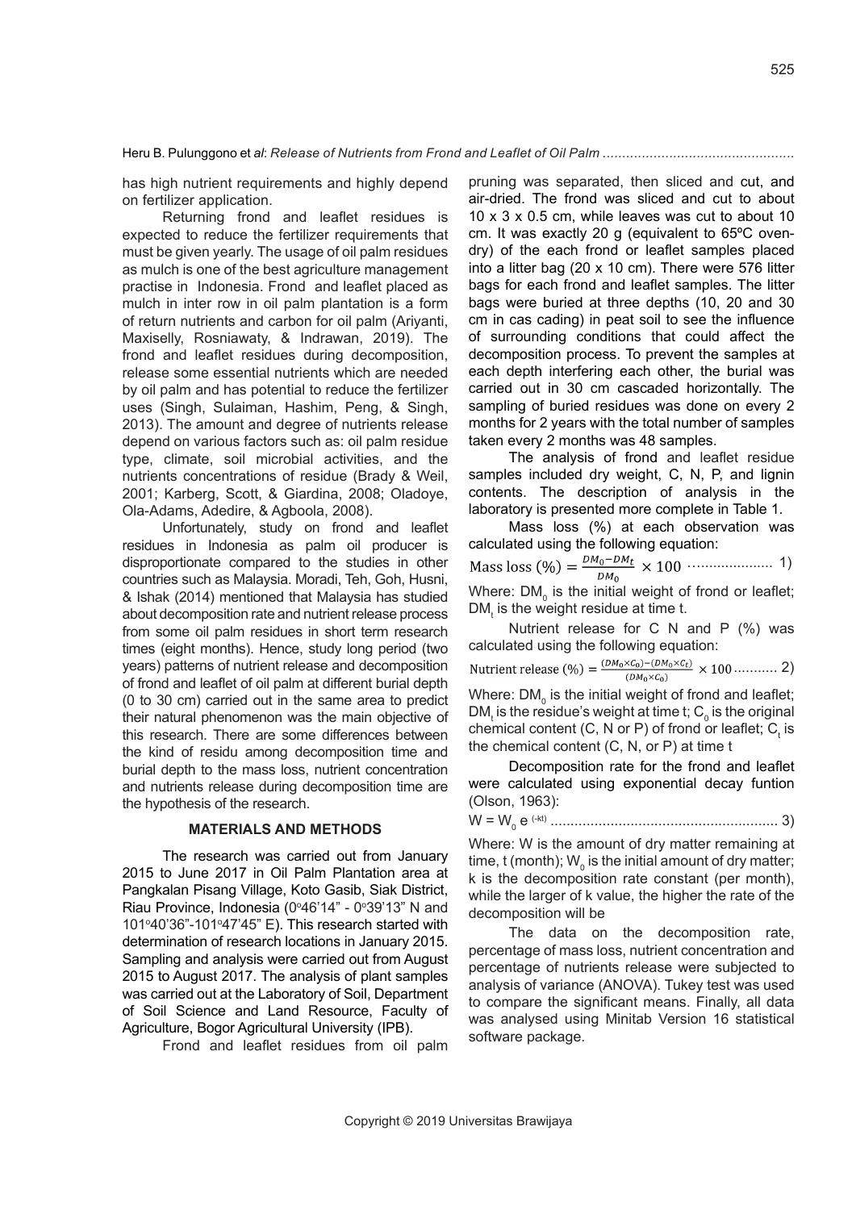has high nutrient requirements and highly depend on fertilizer application.

Returning frond and leaflet residues is expected to reduce the fertilizer requirements that must be given yearly. The usage of oil palm residues as mulch is one of the best agriculture management practise in Indonesia. Frond and leaflet placed as mulch in inter row in oil palm plantation is a form of return nutrients and carbon for oil palm (Ariyanti, Maxiselly, Rosniawaty, & Indrawan, 2019). The frond and leaflet residues during decomposition, release some essential nutrients which are needed by oil palm and has potential to reduce the fertilizer uses (Singh, Sulaiman, Hashim, Peng, & Singh, 2013). The amount and degree of nutrients release depend on various factors such as: oil palm residue type, climate, soil microbial activities, and the nutrients concentrations of residue (Brady & Weil, 2001; Karberg, Scott, & Giardina, 2008; Oladoye, Ola-Adams, Adedire, & Agboola, 2008).

Unfortunately, study on frond and leaflet residues in Indonesia as palm oil producer is disproportionate compared to the studies in other countries such as Malaysia. Moradi, Teh, Goh, Husni, & Ishak (2014) mentioned that Malaysia has studied about decomposition rate and nutrient release process from some oil palm residues in short term research times (eight months). Hence, study long period (two years) patterns of nutrient release and decomposition of frond and leaflet of oil palm at different burial depth (0 to 30 cm) carried out in the same area to predict their natural phenomenon was the main objective of this research. There are some differences between the kind of residu among decomposition time and burial depth to the mass loss, nutrient concentration and nutrients release during decomposition time are the hypothesis of the research.

## MATERIALS AND METHODS

The research was carried out from January 2015 to June 2017 in Oil Palm Plantation area at Pangkalan Pisang Village, Koto Gasib, Siak District, Riau Province, Indonesia (0°46'14" - 0°39'13" N and 101°40'36"-101°47'45" E). This research started with determination of research locations in January 2015. Sampling and analysis were carried out from August 2015 to August 2017. The analysis of plant samples was carried out at the Laboratory of Soil, Department of Soil Science and Land Resource, Faculty of Agriculture, Bogor Agricultural University (IPB).

Frond and leaflet residues from oil palm pruning was separated, then sliced and cut, and air-dried. The frond was sliced and cut to about 10 x 3 x 0.5 cm, while leaves was cut to about 10 cm. It was exactly 20 g (equivalent to 65ºC oven-dry) of the each frond or leaflet samples placed into a litter bag (20 x 10 cm). There were 576 litter bags for each frond and leaflet samples. The litter bags were buried at three depths (10, 20 and 30 cm in cas cading) in peat soil to see the influence of surrounding conditions that could affect the decomposition process. To prevent the samples at each depth interfering each other, the burial was carried out in 30 cm cascaded horizontally. The sampling of buried residues was done on every 2 months for 2 years with the total number of samples taken every 2 months was 48 samples.

The analysis of frond and leaflet residue samples included dry weight, C, N, P, and lignin contents. The description of analysis in the laboratory is presented more complete in Table 1.

Mass loss (%) at each observation was calculated using the following equation:

$$\text{Mass loss (\%)} = \frac{DM_0 - DM_t}{DM_0} \times 100 \quad \ldots\ldots\ldots\ldots\ldots\ldots\ 1)$$

Where: $DM_0$ is the initial weight of frond or leaflet; $DM_t$ is the weight residue at time t.

Nutrient release for C N and P (%) was calculated using the following equation:

$$\text{Nutrient release (\%)} = \frac{(DM_0 \times C_0) - (DM_0 \times C_t)}{(DM_0 \times C_0)} \times 100 \ \ldots\ldots\ldots\ 2)$$

Where: $DM_0$ is the initial weight of frond and leaflet; $DM_t$ is the residue's weight at time t; $C_0$ is the original chemical content (C, N or P) of frond or leaflet; $C_t$ is the chemical content (C, N, or P) at time t

Decomposition rate for the frond and leaflet were calculated using exponential decay funtion (Olson, 1963):

$$W = W_0 \, e^{(-kt)} \ \ldots\ldots\ldots\ldots\ldots\ldots\ldots\ldots\ldots\ldots\ldots\ldots\ 3)$$

Where: W is the amount of dry matter remaining at time, t (month); $W_0$ is the initial amount of dry matter; k is the decomposition rate constant (per month), while the larger of k value, the higher the rate of the decomposition will be

The data on the decomposition rate, percentage of mass loss, nutrient concentration and percentage of nutrients release were subjected to analysis of variance (ANOVA). Tukey test was used to compare the significant means. Finally, all data was analysed using Minitab Version 16 statistical software package.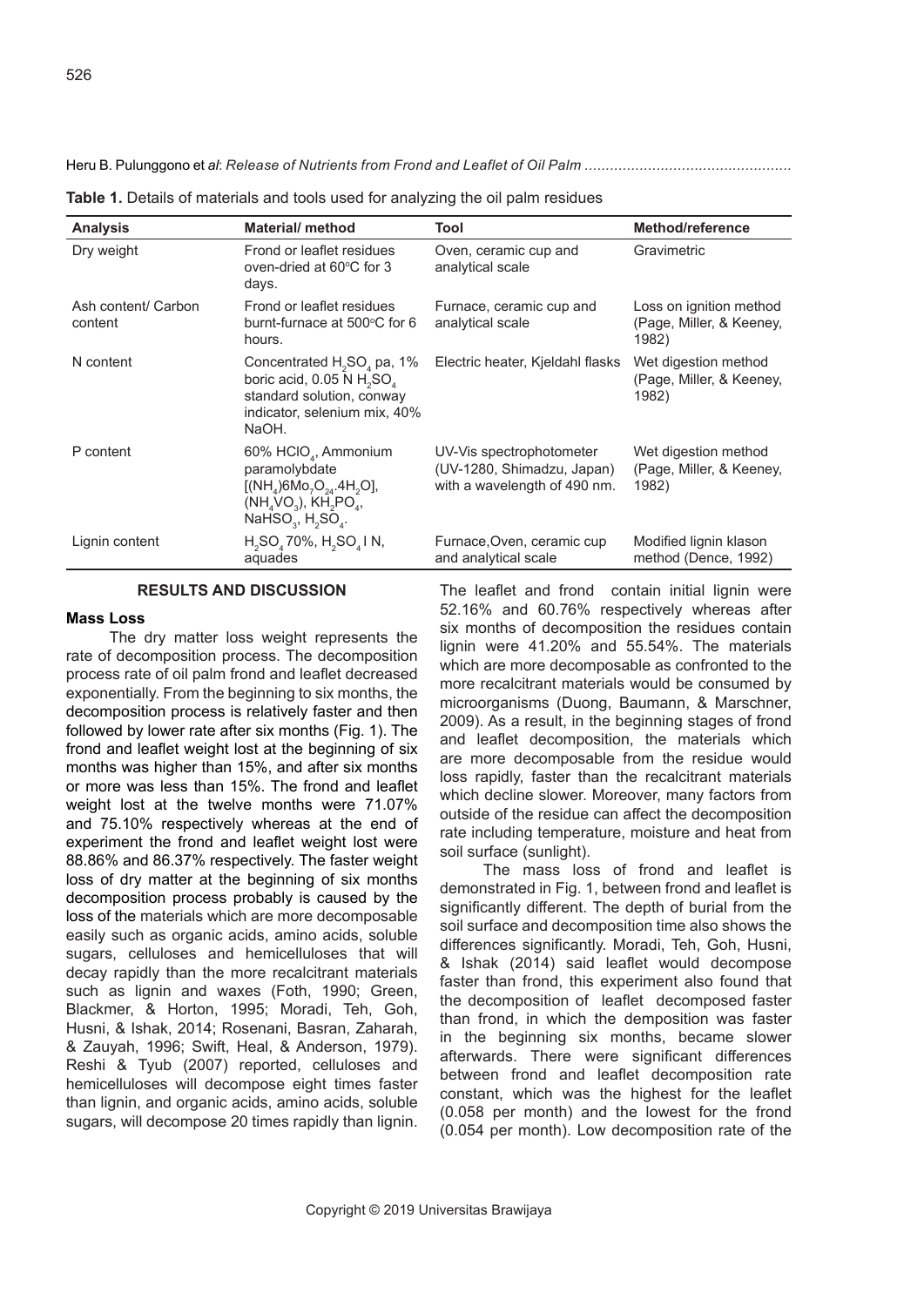**Table 1.** Details of materials and tools used for analyzing the oil palm residues

| Analysis | Material/ method | Tool | Method/reference |
|---|---|---|---|
| Dry weight | Frond or leaflet residues oven-dried at 60°C for 3 days. | Oven, ceramic cup and analytical scale | Gravimetric |
| Ash content/ Carbon content | Frond or leaflet residues burnt-furnace at 500°C for 6 hours. | Furnace, ceramic cup and analytical scale | Loss on ignition method (Page, Miller, & Keeney, 1982) |
| N content | Concentrated $H_2SO_4$ pa, 1% boric acid, 0.05 N $H_2SO_4$ standard solution, conway indicator, selenium mix, 40% NaOH. | Electric heater, Kjeldahl flasks | Wet digestion method (Page, Miller, & Keeney, 1982) |
| P content | 60% $HClO_4$, Ammonium paramolybdate $[(NH_4)6Mo_7O_{24}.4H_2O]$, $(NH_4VO_3)$, $KH_2PO_4$, $NaHSO_3$, $H_2SO_4$. | UV-Vis spectrophotometer (UV-1280, Shimadzu, Japan) with a wavelength of 490 nm. | Wet digestion method (Page, Miller, & Keeney, 1982) |
| Lignin content | $H_2SO_4$ 70%, $H_2SO_4$ I N, aquades | Furnace,Oven, ceramic cup and analytical scale | Modified lignin klason method (Dence, 1992) |

## RESULTS AND DISCUSSION

### Mass Loss

The dry matter loss weight represents the rate of decomposition process. The decomposition process rate of oil palm frond and leaflet decreased exponentially. From the beginning to six months, the decomposition process is relatively faster and then followed by lower rate after six months (Fig. 1). The frond and leaflet weight lost at the beginning of six months was higher than 15%, and after six months or more was less than 15%. The frond and leaflet weight lost at the twelve months were 71.07% and 75.10% respectively whereas at the end of experiment the frond and leaflet weight lost were 88.86% and 86.37% respectively. The faster weight loss of dry matter at the beginning of six months decomposition process probably is caused by the loss of the materials which are more decomposable easily such as organic acids, amino acids, soluble sugars, celluloses and hemicelluloses that will decay rapidly than the more recalcitrant materials such as lignin and waxes (Foth, 1990; Green, Blackmer, & Horton, 1995; Moradi, Teh, Goh, Husni, & Ishak, 2014; Rosenani, Basran, Zaharah, & Zauyah, 1996; Swift, Heal, & Anderson, 1979). Reshi & Tyub (2007) reported, celluloses and hemicelluloses will decompose eight times faster than lignin, and organic acids, amino acids, soluble sugars, will decompose 20 times rapidly than lignin. The leaflet and frond contain initial lignin were 52.16% and 60.76% respectively whereas after six months of decomposition the residues contain lignin were 41.20% and 55.54%. The materials which are more decomposable as confronted to the more recalcitrant materials would be consumed by microorganisms (Duong, Baumann, & Marschner, 2009). As a result, in the beginning stages of frond and leaflet decomposition, the materials which are more decomposable from the residue would loss rapidly, faster than the recalcitrant materials which decline slower. Moreover, many factors from outside of the residue can affect the decomposition rate including temperature, moisture and heat from soil surface (sunlight).

The mass loss of frond and leaflet is demonstrated in Fig. 1, between frond and leaflet is significantly different. The depth of burial from the soil surface and decomposition time also shows the differences significantly. Moradi, Teh, Goh, Husni, & Ishak (2014) said leaflet would decompose faster than frond, this experiment also found that the decomposition of leaflet decomposed faster than frond, in which the demposition was faster in the beginning six months, became slower afterwards. There were significant differences between frond and leaflet decomposition rate constant, which was the highest for the leaflet (0.058 per month) and the lowest for the frond (0.054 per month). Low decomposition rate of the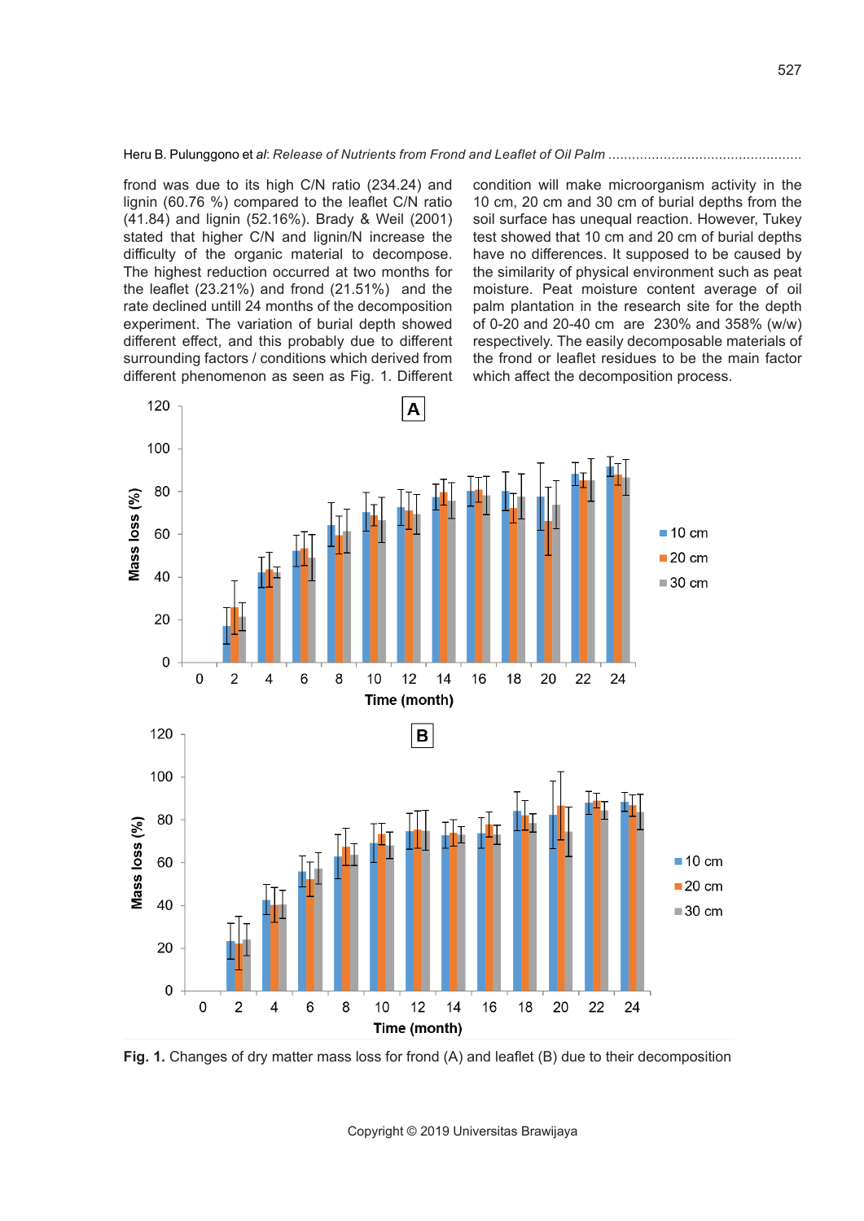frond was due to its high C/N ratio (234.24) and lignin (60.76 %) compared to the leaflet C/N ratio (41.84) and lignin (52.16%). Brady & Weil (2001) stated that higher C/N and lignin/N increase the difficulty of the organic material to decompose. The highest reduction occurred at two months for the leaflet (23.21%) and frond (21.51%) and the rate declined untill 24 months of the decomposition experiment. The variation of burial depth showed different effect, and this probably due to different surrounding factors / conditions which derived from different phenomenon as seen as Fig. 1. Different condition will make microorganism activity in the 10 cm, 20 cm and 30 cm of burial depths from the soil surface has unequal reaction. However, Tukey test showed that 10 cm and 20 cm of burial depths have no differences. It supposed to be caused by the similarity of physical environment such as peat moisture. Peat moisture content average of oil palm plantation in the research site for the depth of 0-20 and 20-40 cm are 230% and 358% (w/w) respectively. The easily decomposable materials of the frond or leaflet residues to be the main factor which affect the decomposition process.

**Fig. 1.** Changes of dry matter mass loss for frond (A) and leaflet (B) due to their decomposition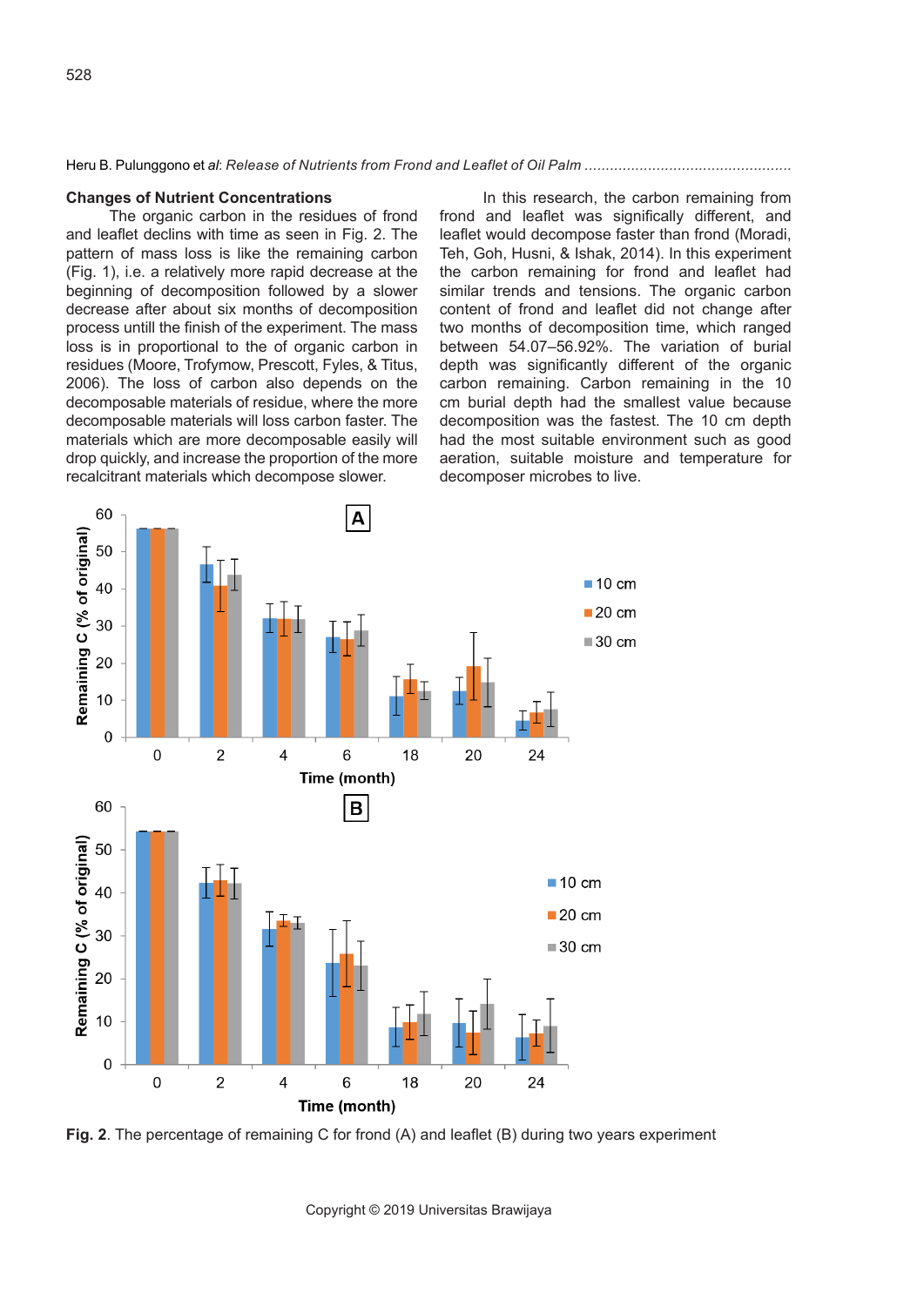### Changes of Nutrient Concentrations

The organic carbon in the residues of frond and leaflet declins with time as seen in Fig. 2. The pattern of mass loss is like the remaining carbon (Fig. 1), i.e. a relatively more rapid decrease at the beginning of decomposition followed by a slower decrease after about six months of decomposition process untill the finish of the experiment. The mass loss is in proportional to the of organic carbon in residues (Moore, Trofymow, Prescott, Fyles, & Titus, 2006). The loss of carbon also depends on the decomposable materials of residue, where the more decomposable materials will loss carbon faster. The materials which are more decomposable easily will drop quickly, and increase the proportion of the more recalcitrant materials which decompose slower.

In this research, the carbon remaining from frond and leaflet was significantly different, and leaflet would decompose faster than frond (Moradi, Teh, Goh, Husni, & Ishak, 2014). In this experiment the carbon remaining for frond and leaflet had similar trends and tensions. The organic carbon content of frond and leaflet did not change after two months of decomposition time, which ranged between 54.07–56.92%. The variation of burial depth was significantly different of the organic carbon remaining. Carbon remaining in the 10 cm burial depth had the smallest value because decomposition was the fastest. The 10 cm depth had the most suitable environment such as good aeration, suitable moisture and temperature for decomposer microbes to live.

**Fig. 2**. The percentage of remaining C for frond (A) and leaflet (B) during two years experiment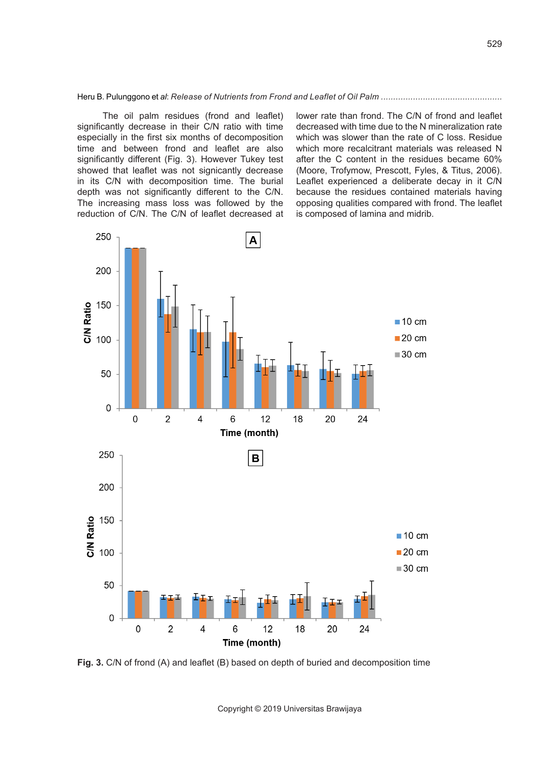The oil palm residues (frond and leaflet) significantly decrease in their C/N ratio with time especially in the first six months of decomposition time and between frond and leaflet are also significantly different (Fig. 3). However Tukey test showed that leaflet was not signicantly decrease in its C/N with decomposition time. The burial depth was not significantly different to the C/N. The increasing mass loss was followed by the reduction of C/N. The C/N of leaflet decreased at lower rate than frond. The C/N of frond and leaflet decreased with time due to the N mineralization rate which was slower than the rate of C loss. Residue which more recalcitrant materials was released N after the C content in the residues became 60% (Moore, Trofymow, Prescott, Fyles, & Titus, 2006). Leaflet experienced a deliberate decay in it C/N because the residues contained materials having opposing qualities compared with frond. The leaflet is composed of lamina and midrib.

**Fig. 3.** C/N of frond (A) and leaflet (B) based on depth of buried and decomposition time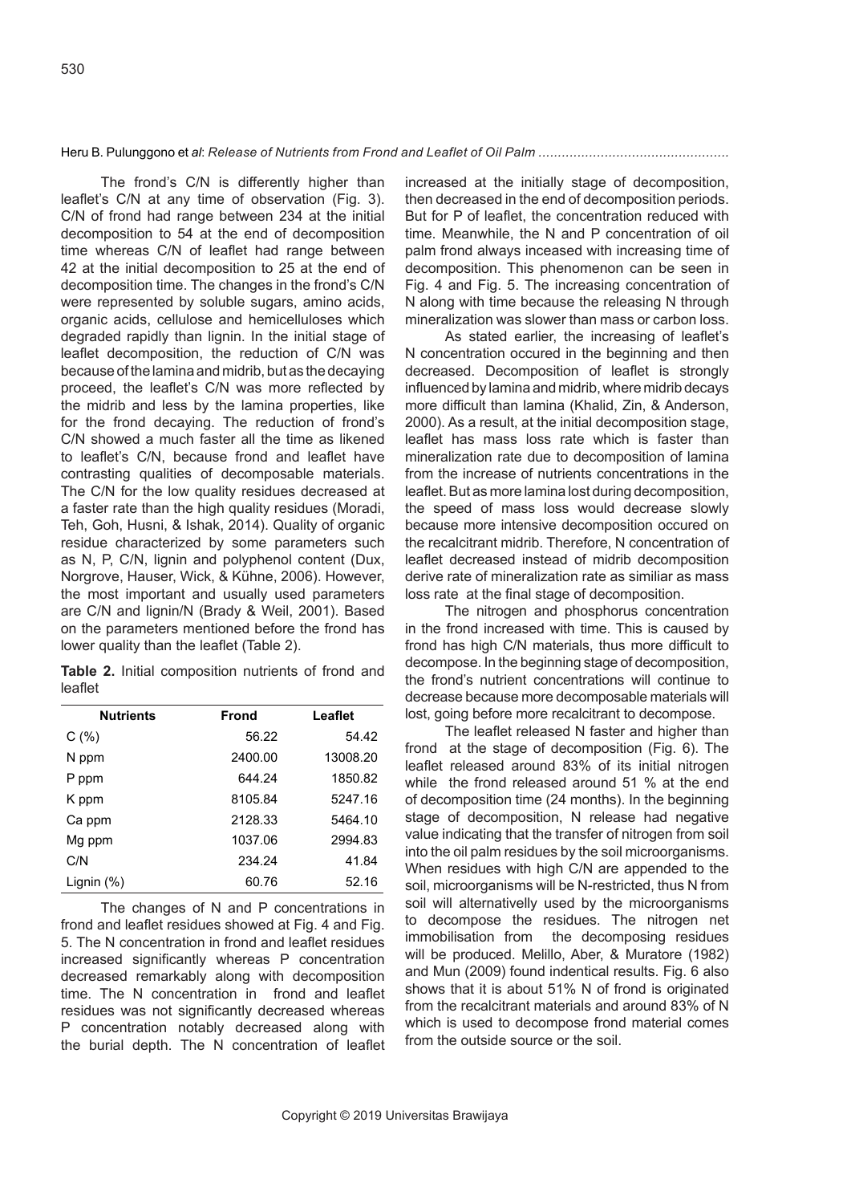The frond's C/N is differently higher than leaflet's C/N at any time of observation (Fig. 3). C/N of frond had range between 234 at the initial decomposition to 54 at the end of decomposition time whereas C/N of leaflet had range between 42 at the initial decomposition to 25 at the end of decomposition time. The changes in the frond's C/N were represented by soluble sugars, amino acids, organic acids, cellulose and hemicelluloses which degraded rapidly than lignin. In the initial stage of leaflet decomposition, the reduction of C/N was because of the lamina and midrib, but as the decaying proceed, the leaflet's C/N was more reflected by the midrib and less by the lamina properties, like for the frond decaying. The reduction of frond's C/N showed a much faster all the time as likened to leaflet's C/N, because frond and leaflet have contrasting qualities of decomposable materials. The C/N for the low quality residues decreased at a faster rate than the high quality residues (Moradi, Teh, Goh, Husni, & Ishak, 2014). Quality of organic residue characterized by some parameters such as N, P, C/N, lignin and polyphenol content (Dux, Norgrove, Hauser, Wick, & Kühne, 2006). However, the most important and usually used parameters are C/N and lignin/N (Brady & Weil, 2001). Based on the parameters mentioned before the frond has lower quality than the leaflet (Table 2).

**Table 2.** Initial composition nutrients of frond and leaflet

| Nutrients | Frond | Leaflet |
|---|---|---|
| C (%) | 56.22 | 54.42 |
| N ppm | 2400.00 | 13008.20 |
| P ppm | 644.24 | 1850.82 |
| K ppm | 8105.84 | 5247.16 |
| Ca ppm | 2128.33 | 5464.10 |
| Mg ppm | 1037.06 | 2994.83 |
| C/N | 234.24 | 41.84 |
| Lignin (%) | 60.76 | 52.16 |

The changes of N and P concentrations in frond and leaflet residues showed at Fig. 4 and Fig. 5. The N concentration in frond and leaflet residues increased significantly whereas P concentration decreased remarkably along with decomposition time. The N concentration in frond and leaflet residues was not significantly decreased whereas P concentration notably decreased along with the burial depth. The N concentration of leaflet increased at the initially stage of decomposition, then decreased in the end of decomposition periods. But for P of leaflet, the concentration reduced with time. Meanwhile, the N and P concentration of oil palm frond always inceased with increasing time of decomposition. This phenomenon can be seen in Fig. 4 and Fig. 5. The increasing concentration of N along with time because the releasing N through mineralization was slower than mass or carbon loss.

As stated earlier, the increasing of leaflet's N concentration occured in the beginning and then decreased. Decomposition of leaflet is strongly influenced by lamina and midrib, where midrib decays more difficult than lamina (Khalid, Zin, & Anderson, 2000). As a result, at the initial decomposition stage, leaflet has mass loss rate which is faster than mineralization rate due to decomposition of lamina from the increase of nutrients concentrations in the leaflet. But as more lamina lost during decomposition, the speed of mass loss would decrease slowly because more intensive decomposition occured on the recalcitrant midrib. Therefore, N concentration of leaflet decreased instead of midrib decomposition derive rate of mineralization rate as similiar as mass loss rate at the final stage of decomposition.

The nitrogen and phosphorus concentration in the frond increased with time. This is caused by frond has high C/N materials, thus more difficult to decompose. In the beginning stage of decomposition, the frond's nutrient concentrations will continue to decrease because more decomposable materials will lost, going before more recalcitrant to decompose.

The leaflet released N faster and higher than frond at the stage of decomposition (Fig. 6). The leaflet released around 83% of its initial nitrogen while the frond released around 51 % at the end of decomposition time (24 months). In the beginning stage of decomposition, N release had negative value indicating that the transfer of nitrogen from soil into the oil palm residues by the soil microorganisms. When residues with high C/N are appended to the soil, microorganisms will be N-restricted, thus N from soil will alternatively used by the microorganisms to decompose the residues. The nitrogen net immobilisation from the decomposing residues will be produced. Melillo, Aber, & Muratore (1982) and Mun (2009) found indentical results. Fig. 6 also shows that it is about 51% N of frond is originated from the recalcitrant materials and around 83% of N which is used to decompose frond material comes from the outside source or the soil.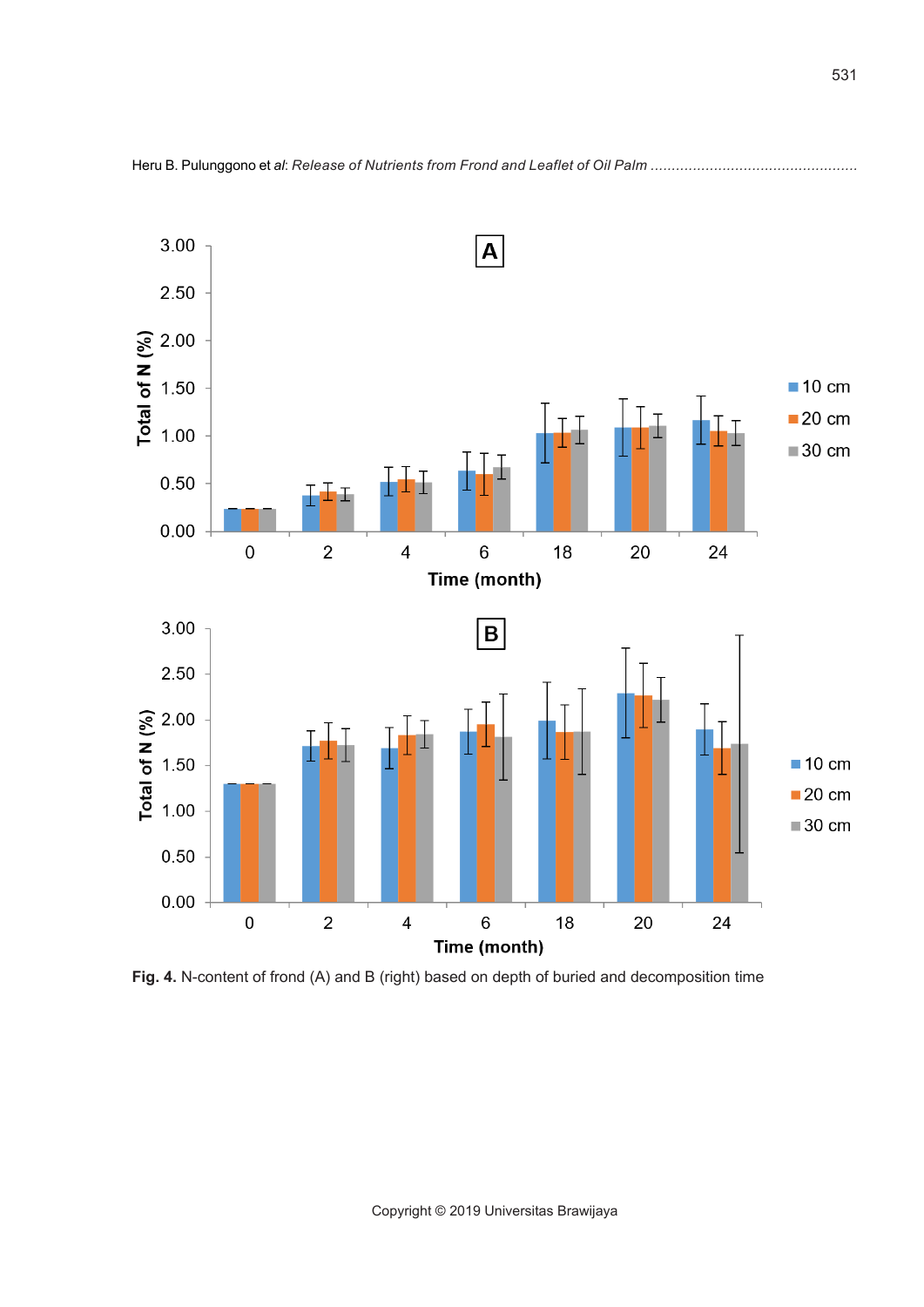Fig. 4. N-content of frond (A) and B (right) based on depth of buried and decomposition time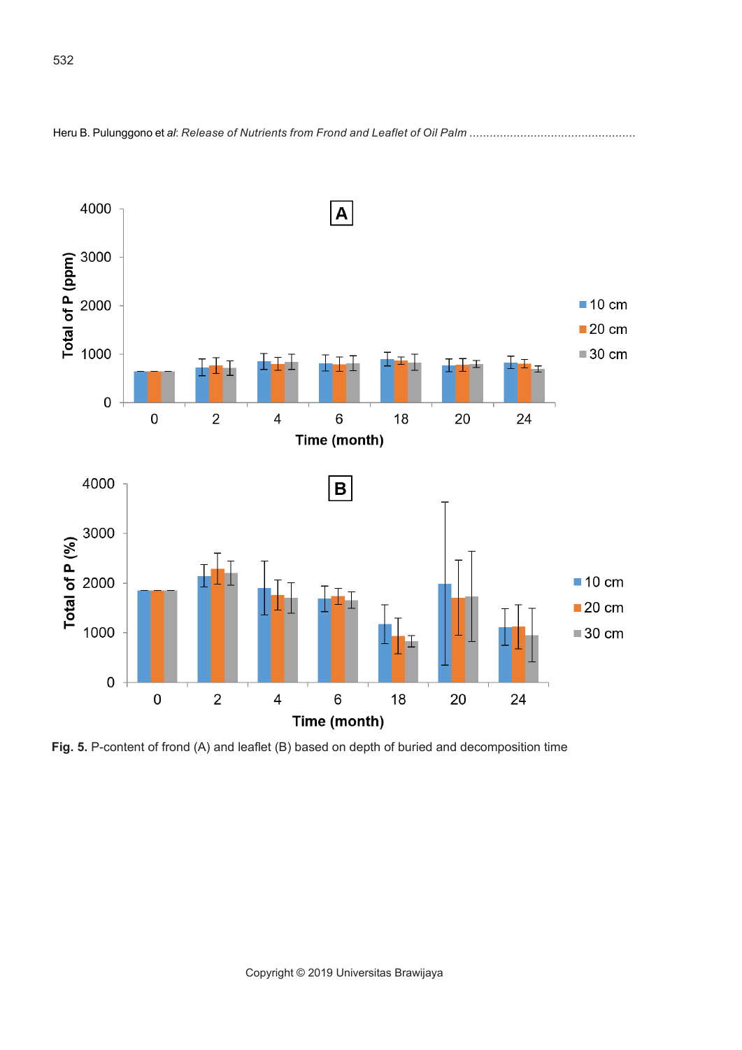Fig. 5. P-content of frond (A) and leaflet (B) based on depth of buried and decomposition time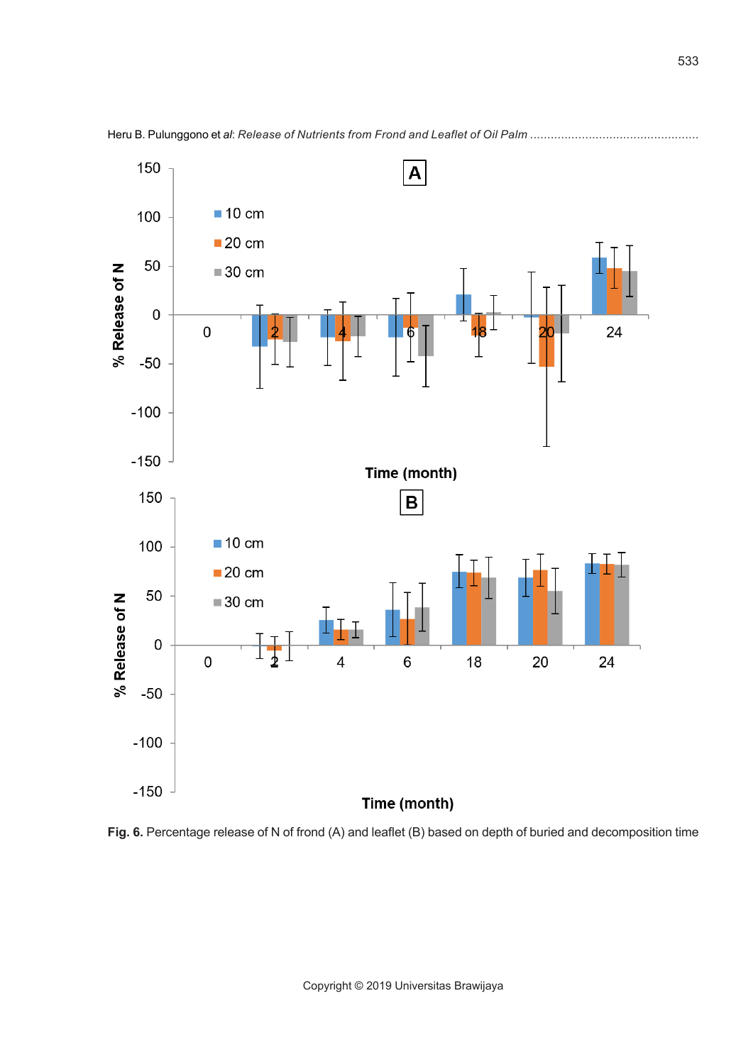**Fig. 6.** Percentage release of N of frond (A) and leaflet (B) based on depth of buried and decomposition time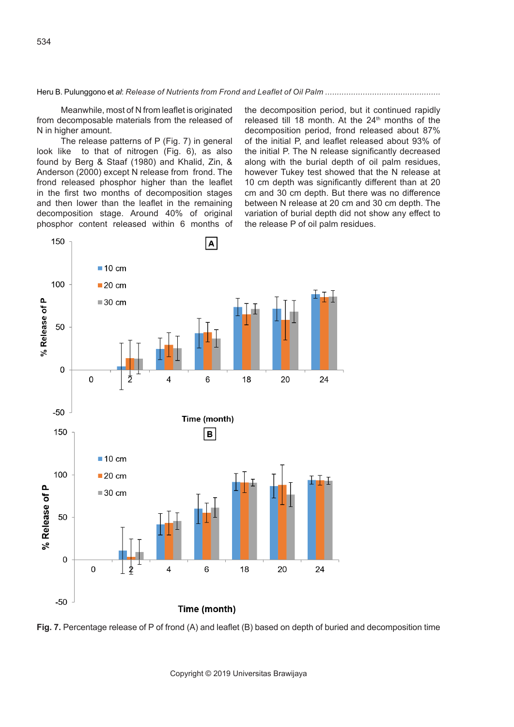Meanwhile, most of N from leaflet is originated from decomposable materials from the released of N in higher amount.

The release patterns of P (Fig. 7) in general look like to that of nitrogen (Fig. 6), as also found by Berg & Staaf (1980) and Khalid, Zin, & Anderson (2000) except N release from frond. The frond released phosphor higher than the leaflet in the first two months of decomposition stages and then lower than the leaflet in the remaining decomposition stage. Around 40% of original phosphor content released within 6 months of the decomposition period, but it continued rapidly released till 18 month. At the 24th months of the decomposition period, frond released about 87% of the initial P, and leaflet released about 93% of the initial P. The N release significantly decreased along with the burial depth of oil palm residues, however Tukey test showed that the N release at 10 cm depth was significantly different than at 20 cm and 30 cm depth. But there was no difference between N release at 20 cm and 30 cm depth. The variation of burial depth did not show any effect to the release P of oil palm residues.

**Fig. 7.** Percentage release of P of frond (A) and leaflet (B) based on depth of buried and decomposition time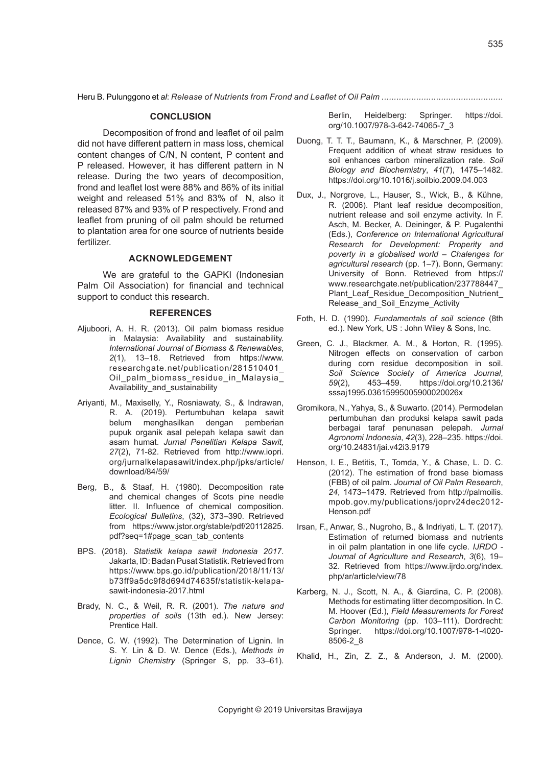## CONCLUSION

Decomposition of frond and leaflet of oil palm did not have different pattern in mass loss, chemical content changes of C/N, N content, P content and P released. However, it has different pattern in N release. During the two years of decomposition, frond and leaflet lost were 88% and 86% of its initial weight and released 51% and 83% of N, also it released 87% and 93% of P respectively. Frond and leaflet from pruning of oil palm should be returned to plantation area for one source of nutrients beside fertilizer.

## ACKNOWLEDGEMENT

We are grateful to the GAPKI (Indonesian Palm Oil Association) for financial and technical support to conduct this research.

## REFERENCES

Aljuboori, A. H. R. (2013). Oil palm biomass residue in Malaysia: Availability and sustainability. *International Journal of Biomass & Renewables*, *2*(1), 13–18. Retrieved from https://www.researchgate.net/publication/281510401_Oil_palm_biomass_residue_in_Malaysia_Availability_and_sustainability

Ariyanti, M., Maxiselly, Y., Rosniawaty, S., & Indrawan, R. A. (2019). Pertumbuhan kelapa sawit belum menghasilkan dengan pemberian pupuk organik asal pelepah kelapa sawit dan asam humat. *Jurnal Penelitian Kelapa Sawit, 27*(2), 71-82. Retrieved from http://www.iopri.org/jurnalkelapasawit/index.php/jpks/article/download/84/59/

Berg, B., & Staaf, H. (1980). Decomposition rate and chemical changes of Scots pine needle litter. II. Influence of chemical composition. *Ecological Bulletins*, (32), 373–390. Retrieved from https://www.jstor.org/stable/pdf/20112825.pdf?seq=1#page_scan_tab_contents

BPS. (2018). *Statistik kelapa sawit Indonesia 2017*. Jakarta, ID: Badan Pusat Statistik. Retrieved from https://www.bps.go.id/publication/2018/11/13/b73ff9a5dc9f8d694d74635f/statistik-kelapa-sawit-indonesia-2017.html

Brady, N. C., & Weil, R. R. (2001). *The nature and properties of soils* (13th ed.). New Jersey: Prentice Hall.

Dence, C. W. (1992). The Determination of Lignin. In S. Y. Lin & D. W. Dence (Eds.), *Methods in Lignin Chemistry* (Springer S, pp. 33–61). Berlin, Heidelberg: Springer. https://doi.org/10.1007/978-3-642-74065-7_3

Duong, T. T. T., Baumann, K., & Marschner, P. (2009). Frequent addition of wheat straw residues to soil enhances carbon mineralization rate. *Soil Biology and Biochemistry*, *41*(7), 1475–1482. https://doi.org/10.1016/j.soilbio.2009.04.003

Dux, J., Norgrove, L., Hauser, S., Wick, B., & Kühne, R. (2006). Plant leaf residue decomposition, nutrient release and soil enzyme activity. In F. Asch, M. Becker, A. Deininger, & P. Pugalenthi (Eds.), *Conference on International Agricultural Research for Development: Property and poverty in a globalised world – Chalenges for agricultural research* (pp. 1–7). Bonn, Germany: University of Bonn. Retrieved from https://www.researchgate.net/publication/237788447_Plant_Leaf_Residue_Decomposition_Nutrient_Release_and_Soil_Enzyme_Activity

Foth, H. D. (1990). *Fundamentals of soil science* (8th ed.). New York, US : John Wiley & Sons, Inc.

Green, C. J., Blackmer, A. M., & Horton, R. (1995). Nitrogen effects on conservation of carbon during corn residue decomposition in soil. *Soil Science Society of America Journal*, *59*(2), 453–459. https://doi.org/10.2136/sssaj1995.03615995005900020026x

Gromikora, N., Yahya, S., & Suwarto. (2014). Permodelan pertumbuhan dan produksi kelapa sawit pada berbagai taraf penunasan pelepah. *Jurnal Agronomi Indonesia*, *42*(3), 228–235. https://doi.org/10.24831/jai.v42i3.9179

Henson, I. E., Betitis, T., Tomda, Y., & Chase, L. D. C. (2012). The estimation of frond base biomass (FBB) of oil palm. *Journal of Oil Palm Research*, *24*, 1473–1479. Retrieved from http://palmoilis.mpob.gov.my/publications/joprv24dec2012-Henson.pdf

Irsan, F., Anwar, S., Nugroho, B., & Indriyati, L. T. (2017). Estimation of returned biomass and nutrients in oil palm plantation in one life cycle. *IJRDO - Journal of Agriculture and Research*, *3*(6), 19–32. Retrieved from https://www.ijrdo.org/index.php/ar/article/view/78

Karberg, N. J., Scott, N. A., & Giardina, C. P. (2008). Methods for estimating litter decomposition. In C. M. Hoover (Ed.), *Field Measurements for Forest Carbon Monitoring* (pp. 103–111). Dordrecht: Springer. https://doi.org/10.1007/978-1-4020-8506-2_8

Khalid, H., Zin, Z. Z., & Anderson, J. M. (2000).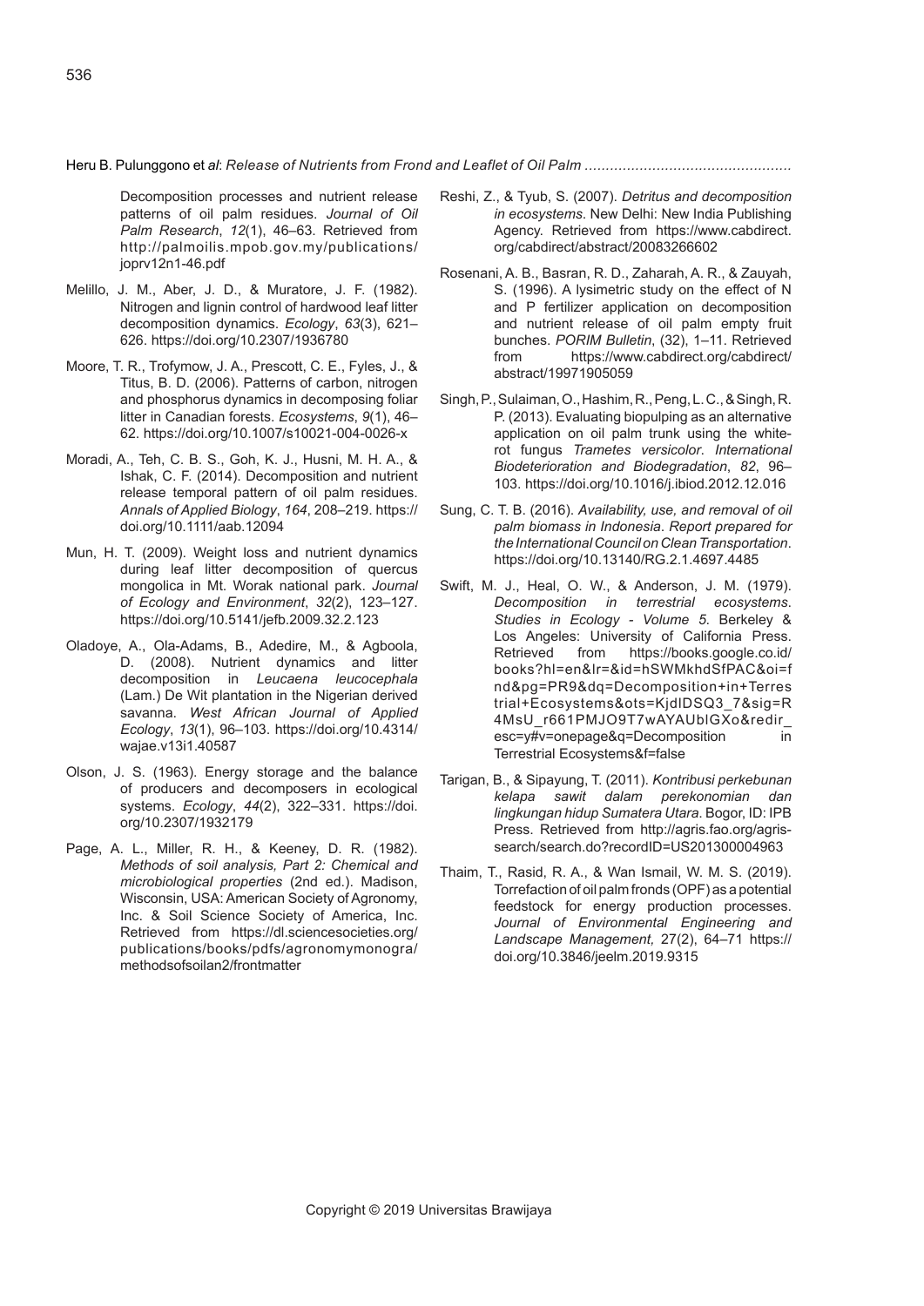Decomposition processes and nutrient release patterns of oil palm residues. *Journal of Oil Palm Research*, *12*(1), 46–63. Retrieved from http://palmoilis.mpob.gov.my/publications/joprv12n1-46.pdf

Melillo, J. M., Aber, J. D., & Muratore, J. F. (1982). Nitrogen and lignin control of hardwood leaf litter decomposition dynamics. *Ecology*, *63*(3), 621–626. https://doi.org/10.2307/1936780

Moore, T. R., Trofymow, J. A., Prescott, C. E., Fyles, J., & Titus, B. D. (2006). Patterns of carbon, nitrogen and phosphorus dynamics in decomposing foliar litter in Canadian forests. *Ecosystems*, *9*(1), 46–62. https://doi.org/10.1007/s10021-004-0026-x

Moradi, A., Teh, C. B. S., Goh, K. J., Husni, M. H. A., & Ishak, C. F. (2014). Decomposition and nutrient release temporal pattern of oil palm residues. *Annals of Applied Biology*, *164*, 208–219. https://doi.org/10.1111/aab.12094

Mun, H. T. (2009). Weight loss and nutrient dynamics during leaf litter decomposition of quercus mongolica in Mt. Worak national park. *Journal of Ecology and Environment*, *32*(2), 123–127. https://doi.org/10.5141/jefb.2009.32.2.123

Oladoye, A., Ola-Adams, B., Adedire, M., & Agboola, D. (2008). Nutrient dynamics and litter decomposition in *Leucaena leucocephala* (Lam.) De Wit plantation in the Nigerian derived savanna. *West African Journal of Applied Ecology*, *13*(1), 96–103. https://doi.org/10.4314/wajae.v13i1.40587

Olson, J. S. (1963). Energy storage and the balance of producers and decomposers in ecological systems. *Ecology*, *44*(2), 322–331. https://doi.org/10.2307/1932179

Page, A. L., Miller, R. H., & Keeney, D. R. (1982). *Methods of soil analysis, Part 2: Chemical and microbiological properties* (2nd ed.). Madison, Wisconsin, USA: American Society of Agronomy, Inc. & Soil Science Society of America, Inc. Retrieved from https://dl.sciencesocieties.org/publications/books/pdfs/agronomymonogra/methodsofsoilan2/frontmatter

Reshi, Z., & Tyub, S. (2007). *Detritus and decomposition in ecosystems*. New Delhi: New India Publishing Agency. Retrieved from https://www.cabdirect.org/cabdirect/abstract/20083266602

Rosenani, A. B., Basran, R. D., Zaharah, A. R., & Zauyah, S. (1996). A lysimetric study on the effect of N and P fertilizer application on decomposition and nutrient release of oil palm empty fruit bunches. *PORIM Bulletin*, (32), 1–11. Retrieved from https://www.cabdirect.org/cabdirect/abstract/19971905059

Singh, P., Sulaiman, O., Hashim, R., Peng, L. C., & Singh, R. P. (2013). Evaluating biopulping as an alternative application on oil palm trunk using the white-rot fungus *Trametes versicolor*. *International Biodeterioration and Biodegradation*, *82*, 96–103. https://doi.org/10.1016/j.ibiod.2012.12.016

Sung, C. T. B. (2016). *Availability, use, and removal of oil palm biomass in Indonesia*. *Report prepared for the International Council on Clean Transportation*. https://doi.org/10.13140/RG.2.1.4697.4485

Swift, M. J., Heal, O. W., & Anderson, J. M. (1979). *Decomposition in terrestrial ecosystems*. *Studies in Ecology - Volume 5.* Berkeley & Los Angeles: University of California Press. Retrieved from https://books.google.co.id/books?hl=en&lr=&id=hSWMkhdSfPAC&oi=fnd&pg=PR9&dq=Decomposition+in+Terrestrial+Ecosystems&ots=KjdIDSQ3_7&sig=R4MsU_r661PMJO9T7wAYAUblGXo&redir_esc=y#v=onepage&q=Decomposition in Terrestrial Ecosystems&f=false

Tarigan, B., & Sipayung, T. (2011). *Kontribusi perkebunan kelapa sawit dalam perekonomian dan lingkungan hidup Sumatera Utara*. Bogor, ID: IPB Press. Retrieved from http://agris.fao.org/agris-search/search.do?recordID=US201300004963

Thaim, T., Rasid, R. A., & Wan Ismail, W. M. S. (2019). Torrefaction of oil palm fronds (OPF) as a potential feedstock for energy production processes. *Journal of Environmental Engineering and Landscape Management,* 27(2), 64–71 https://doi.org/10.3846/jeelm.2019.9315